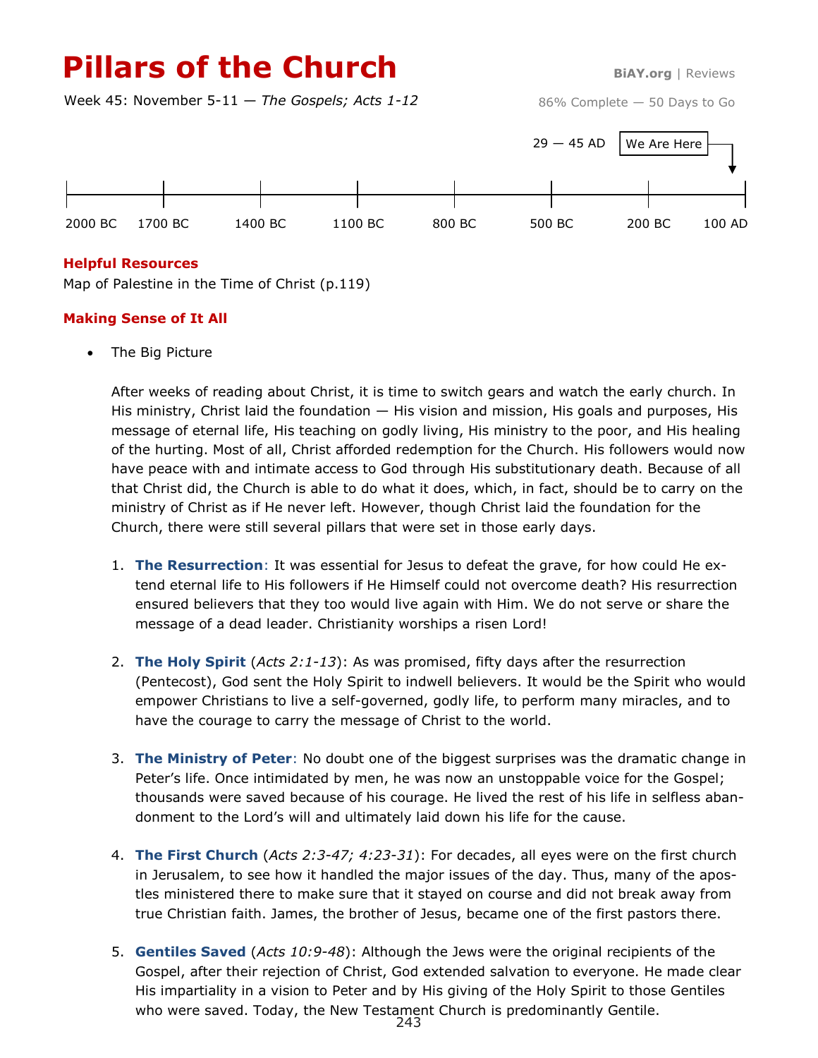# Pillars of the Church

BiAY.org | Reviews

Week 45: November 5-11 — *The Gospels; Acts 1-12*

86% Complete — 50 Days to Go

29 — 45 AD | We Are Here

2000 BC | 1700 BC | 1400 BC | 1100 BC | 800 BC | 500 BC | 200 BC | 100 AD

### Helpful Resources

Map of Palestine in the Time of Christ (p.119)

### Making Sense of It All

- The Big Picture

After weeks of reading about Christ, it is time to switch gears and watch the early church. In His ministry, Christ laid the foundation — His vision and mission, His goals and purposes, His message of eternal life, His teaching on godly living, His ministry to the poor, and His healing of the hurting. Most of all, Christ afforded redemption for the Church. His followers would now have peace with and intimate access to God through His substitutionary death. Because of all that Christ did, the Church is able to do what it does, which, in fact, should be to carry on the ministry of Christ as if He never left. However, though Christ laid the foundation for the Church, there were still several pillars that were set in those early days.

1. **The Resurrection**: It was essential for Jesus to defeat the grave, for how could He extend eternal life to His followers if He Himself could not overcome death? His resurrection ensured believers that they too would live again with Him. We do not serve or share the message of a dead leader. Christianity worships a risen Lord!

2. **The Holy Spirit** (*Acts 2:1-13*): As was promised, fifty days after the resurrection (Pentecost), God sent the Holy Spirit to indwell believers. It would be the Spirit who would empower Christians to live a self-governed, godly life, to perform many miracles, and to have the courage to carry the message of Christ to the world.

3. **The Ministry of Peter**: No doubt one of the biggest surprises was the dramatic change in Peter's life. Once intimidated by men, he was now an unstoppable voice for the Gospel; thousands were saved because of his courage. He lived the rest of his life in selfless abandonment to the Lord's will and ultimately laid down his life for the cause.

4. **The First Church** (*Acts 2:3-47; 4:23-31*): For decades, all eyes were on the first church in Jerusalem, to see how it handled the major issues of the day. Thus, many of the apostles ministered there to make sure that it stayed on course and did not break away from true Christian faith. James, the brother of Jesus, became one of the first pastors there.

5. **Gentiles Saved** (*Acts 10:9-48*): Although the Jews were the original recipients of the Gospel, after their rejection of Christ, God extended salvation to everyone. He made clear His impartiality in a vision to Peter and by His giving of the Holy Spirit to those Gentiles who were saved. Today, the New Testament Church is predominantly Gentile.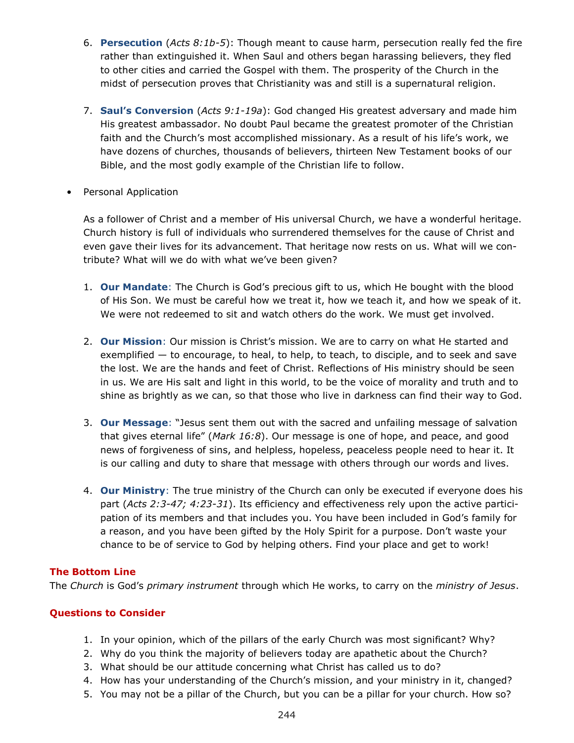6. **Persecution** (*Acts 8:1b-5*): Though meant to cause harm, persecution really fed the fire rather than extinguished it. When Saul and others began harassing believers, they fled to other cities and carried the Gospel with them. The prosperity of the Church in the midst of persecution proves that Christianity was and still is a supernatural religion.

7. **Saul's Conversion** (*Acts 9:1-19a*): God changed His greatest adversary and made him His greatest ambassador. No doubt Paul became the greatest promoter of the Christian faith and the Church's most accomplished missionary. As a result of his life's work, we have dozens of churches, thousands of believers, thirteen New Testament books of our Bible, and the most godly example of the Christian life to follow.

- Personal Application

  As a follower of Christ and a member of His universal Church, we have a wonderful heritage. Church history is full of individuals who surrendered themselves for the cause of Christ and even gave their lives for its advancement. That heritage now rests on us. What will we contribute? What will we do with what we've been given?

1. **Our Mandate**: The Church is God's precious gift to us, which He bought with the blood of His Son. We must be careful how we treat it, how we teach it, and how we speak of it. We were not redeemed to sit and watch others do the work. We must get involved.

2. **Our Mission**: Our mission is Christ's mission. We are to carry on what He started and exemplified — to encourage, to heal, to help, to teach, to disciple, and to seek and save the lost. We are the hands and feet of Christ. Reflections of His ministry should be seen in us. We are His salt and light in this world, to be the voice of morality and truth and to shine as brightly as we can, so that those who live in darkness can find their way to God.

3. **Our Message**: "Jesus sent them out with the sacred and unfailing message of salvation that gives eternal life" (*Mark 16:8*). Our message is one of hope, and peace, and good news of forgiveness of sins, and helpless, hopeless, peaceless people need to hear it. It is our calling and duty to share that message with others through our words and lives.

4. **Our Ministry**: The true ministry of the Church can only be executed if everyone does his part (*Acts 2:3-47; 4:23-31*). Its efficiency and effectiveness rely upon the active participation of its members and that includes you. You have been included in God's family for a reason, and you have been gifted by the Holy Spirit for a purpose. Don't waste your chance to be of service to God by helping others. Find your place and get to work!

### The Bottom Line

The *Church* is God's *primary instrument* through which He works, to carry on the *ministry of Jesus*.

### Questions to Consider

1. In your opinion, which of the pillars of the early Church was most significant? Why?
2. Why do you think the majority of believers today are apathetic about the Church?
3. What should be our attitude concerning what Christ has called us to do?
4. How has your understanding of the Church's mission, and your ministry in it, changed?
5. You may not be a pillar of the Church, but you can be a pillar for your church. How so?